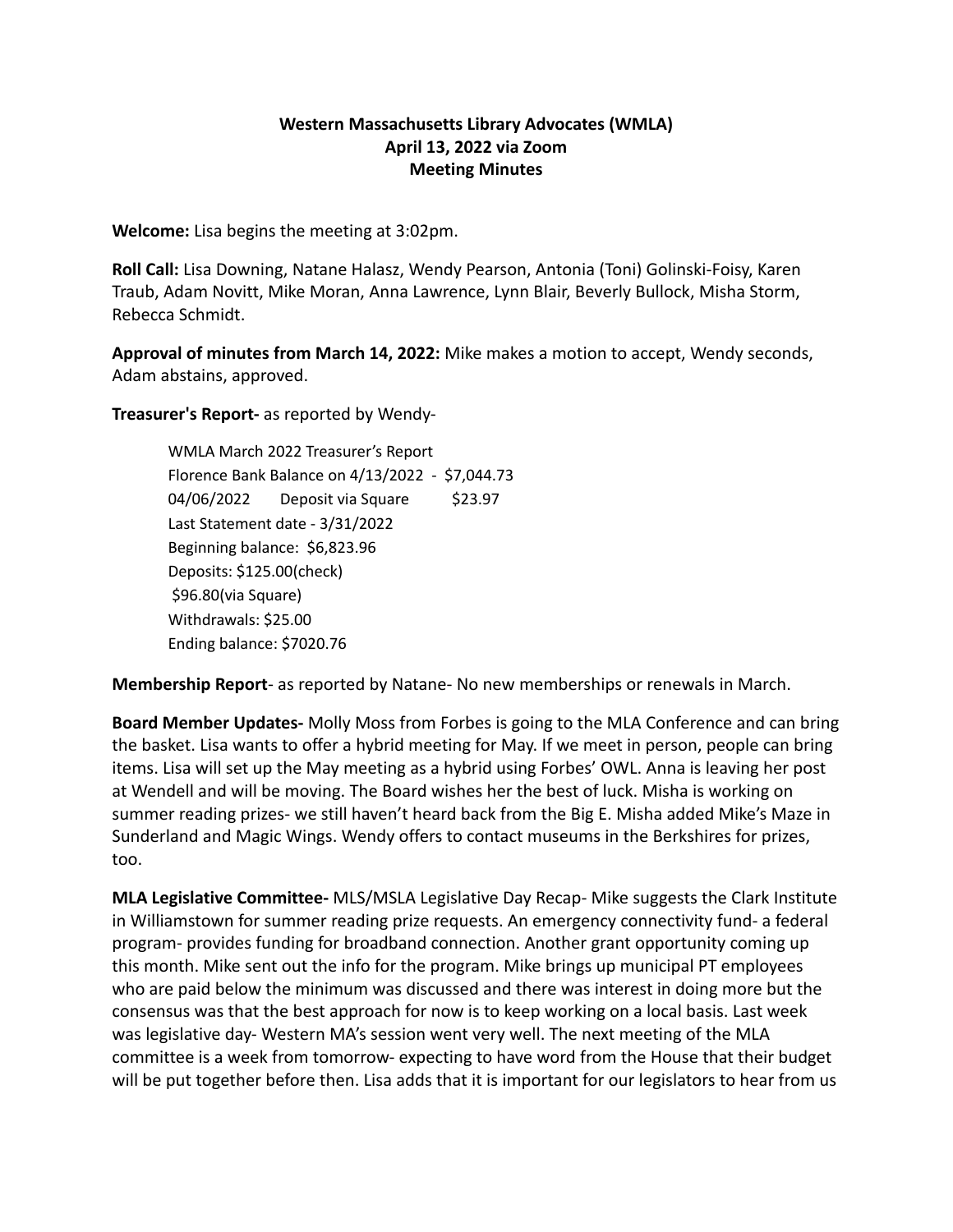**Western Massachusetts Library Advocates (WMLA)**
**April 13, 2022 via Zoom**
**Meeting Minutes**

**Welcome:** Lisa begins the meeting at 3:02pm.

**Roll Call:** Lisa Downing, Natane Halasz, Wendy Pearson, Antonia (Toni) Golinski-Foisy, Karen Traub, Adam Novitt, Mike Moran, Anna Lawrence, Lynn Blair, Beverly Bullock, Misha Storm, Rebecca Schmidt.

**Approval of minutes from March 14, 2022:** Mike makes a motion to accept, Wendy seconds, Adam abstains, approved.

**Treasurer's Report-** as reported by Wendy-

> WMLA March 2022 Treasurer's Report
> Florence Bank Balance on 4/13/2022 - $7,044.73
> 04/06/2022 Deposit via Square $23.97
> Last Statement date - 3/31/2022
> Beginning balance: $6,823.96
> Deposits: $125.00(check)
> $96.80(via Square)
> Withdrawals: $25.00
> Ending balance: $7020.76

**Membership Report**- as reported by Natane- No new memberships or renewals in March.

**Board Member Updates-** Molly Moss from Forbes is going to the MLA Conference and can bring the basket. Lisa wants to offer a hybrid meeting for May. If we meet in person, people can bring items. Lisa will set up the May meeting as a hybrid using Forbes' OWL. Anna is leaving her post at Wendell and will be moving. The Board wishes her the best of luck. Misha is working on summer reading prizes- we still haven't heard back from the Big E. Misha added Mike's Maze in Sunderland and Magic Wings. Wendy offers to contact museums in the Berkshires for prizes, too.

**MLA Legislative Committee-** MLS/MSLA Legislative Day Recap- Mike suggests the Clark Institute in Williamstown for summer reading prize requests. An emergency connectivity fund- a federal program- provides funding for broadband connection. Another grant opportunity coming up this month. Mike sent out the info for the program. Mike brings up municipal PT employees who are paid below the minimum was discussed and there was interest in doing more but the consensus was that the best approach for now is to keep working on a local basis. Last week was legislative day- Western MA's session went very well. The next meeting of the MLA committee is a week from tomorrow- expecting to have word from the House that their budget will be put together before then. Lisa adds that it is important for our legislators to hear from us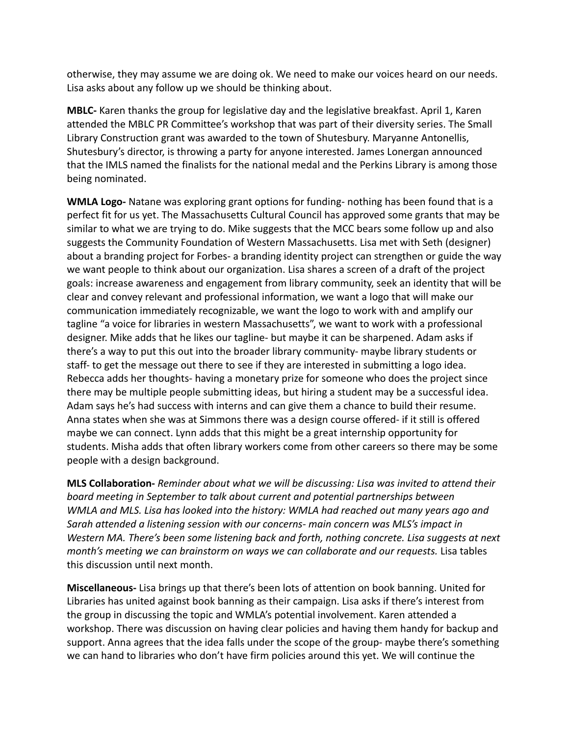otherwise, they may assume we are doing ok. We need to make our voices heard on our needs. Lisa asks about any follow up we should be thinking about.

**MBLC-** Karen thanks the group for legislative day and the legislative breakfast. April 1, Karen attended the MBLC PR Committee's workshop that was part of their diversity series. The Small Library Construction grant was awarded to the town of Shutesbury. Maryanne Antonellis, Shutesbury's director, is throwing a party for anyone interested. James Lonergan announced that the IMLS named the finalists for the national medal and the Perkins Library is among those being nominated.

**WMLA Logo-** Natane was exploring grant options for funding- nothing has been found that is a perfect fit for us yet. The Massachusetts Cultural Council has approved some grants that may be similar to what we are trying to do. Mike suggests that the MCC bears some follow up and also suggests the Community Foundation of Western Massachusetts. Lisa met with Seth (designer) about a branding project for Forbes- a branding identity project can strengthen or guide the way we want people to think about our organization. Lisa shares a screen of a draft of the project goals: increase awareness and engagement from library community, seek an identity that will be clear and convey relevant and professional information, we want a logo that will make our communication immediately recognizable, we want the logo to work with and amplify our tagline "a voice for libraries in western Massachusetts", we want to work with a professional designer. Mike adds that he likes our tagline- but maybe it can be sharpened. Adam asks if there's a way to put this out into the broader library community- maybe library students or staff- to get the message out there to see if they are interested in submitting a logo idea. Rebecca adds her thoughts- having a monetary prize for someone who does the project since there may be multiple people submitting ideas, but hiring a student may be a successful idea. Adam says he's had success with interns and can give them a chance to build their resume. Anna states when she was at Simmons there was a design course offered- if it still is offered maybe we can connect. Lynn adds that this might be a great internship opportunity for students. Misha adds that often library workers come from other careers so there may be some people with a design background.

**MLS Collaboration-** *Reminder about what we will be discussing: Lisa was invited to attend their board meeting in September to talk about current and potential partnerships between WMLA and MLS. Lisa has looked into the history: WMLA had reached out many years ago and Sarah attended a listening session with our concerns- main concern was MLS's impact in Western MA. There's been some listening back and forth, nothing concrete. Lisa suggests at next month's meeting we can brainstorm on ways we can collaborate and our requests.* Lisa tables this discussion until next month.

**Miscellaneous-** Lisa brings up that there's been lots of attention on book banning. United for Libraries has united against book banning as their campaign. Lisa asks if there's interest from the group in discussing the topic and WMLA's potential involvement. Karen attended a workshop. There was discussion on having clear policies and having them handy for backup and support. Anna agrees that the idea falls under the scope of the group- maybe there's something we can hand to libraries who don't have firm policies around this yet. We will continue the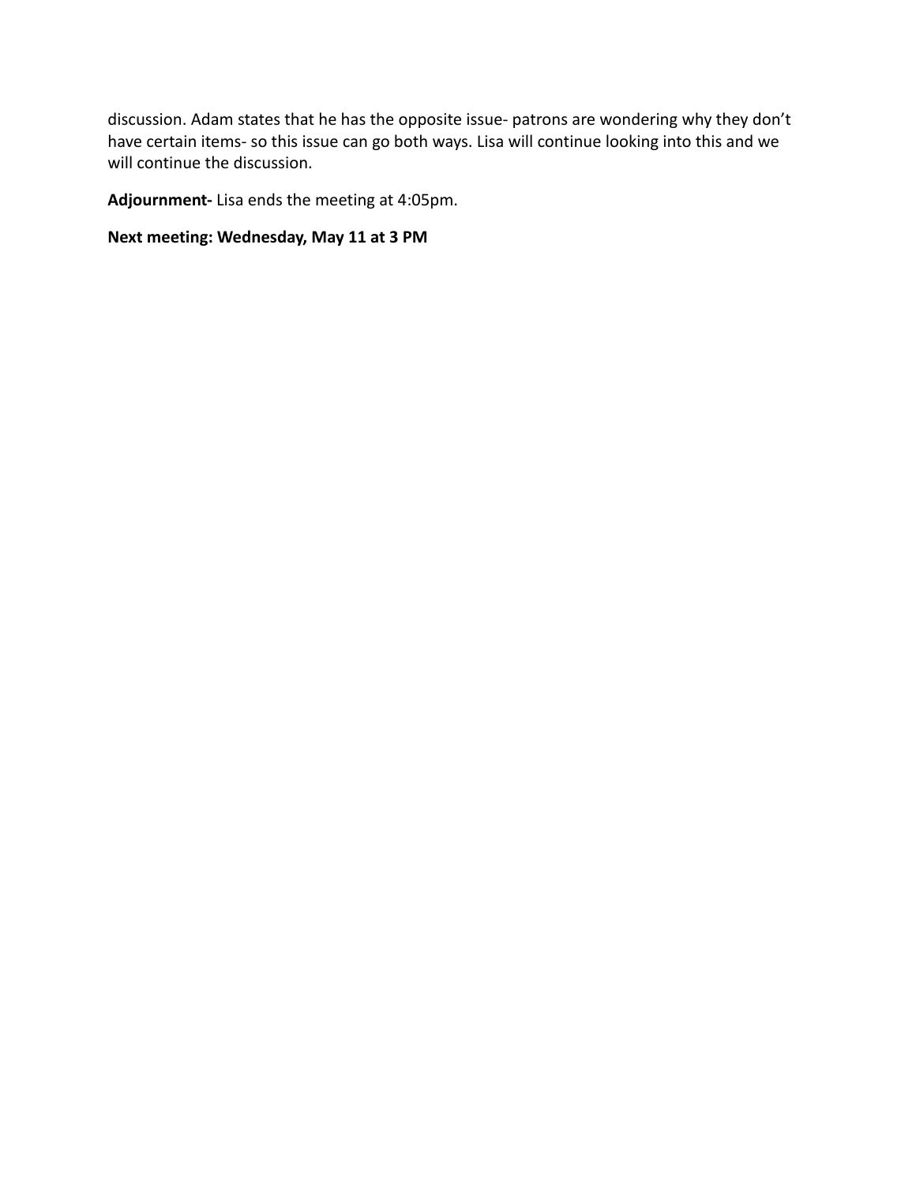discussion. Adam states that he has the opposite issue- patrons are wondering why they don't have certain items- so this issue can go both ways. Lisa will continue looking into this and we will continue the discussion.

**Adjournment-** Lisa ends the meeting at 4:05pm.

**Next meeting: Wednesday, May 11 at 3 PM**